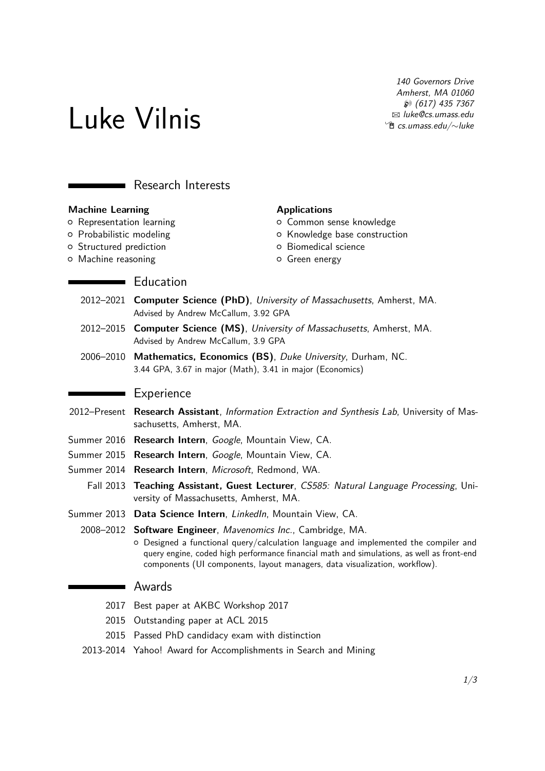# Luke Vilnis

*140 Governors Drive*
*Amherst, MA 01060*
*(617) 435 7367*
*luke@cs.umass.edu*
*cs.umass.edu/~luke*

## Research Interests

**Machine Learning**
- Representation learning
- Probabilistic modeling
- Structured prediction
- Machine reasoning

**Applications**
- Common sense knowledge
- Knowledge base construction
- Biomedical science
- Green energy

## Education

2012–2021 **Computer Science (PhD)**, *University of Massachusetts*, Amherst, MA.
Advised by Andrew McCallum, 3.92 GPA

2012–2015 **Computer Science (MS)**, *University of Massachusetts*, Amherst, MA.
Advised by Andrew McCallum, 3.9 GPA

2006–2010 **Mathematics, Economics (BS)**, *Duke University*, Durham, NC.
3.44 GPA, 3.67 in major (Math), 3.41 in major (Economics)

## Experience

2012–Present **Research Assistant**, *Information Extraction and Synthesis Lab*, University of Massachusetts, Amherst, MA.

Summer 2016 **Research Intern**, *Google*, Mountain View, CA.

Summer 2015 **Research Intern**, *Google*, Mountain View, CA.

Summer 2014 **Research Intern**, *Microsoft*, Redmond, WA.

Fall 2013 **Teaching Assistant, Guest Lecturer**, *CS585: Natural Language Processing*, University of Massachusetts, Amherst, MA.

Summer 2013 **Data Science Intern**, *LinkedIn*, Mountain View, CA.

2008–2012 **Software Engineer**, *Mavenomics Inc.*, Cambridge, MA.
- Designed a functional query/calculation language and implemented the compiler and query engine, coded high performance financial math and simulations, as well as front-end components (UI components, layout managers, data visualization, workflow).

## Awards

2017 Best paper at AKBC Workshop 2017

2015 Outstanding paper at ACL 2015

2015 Passed PhD candidacy exam with distinction

2013-2014 Yahoo! Award for Accomplishments in Search and Mining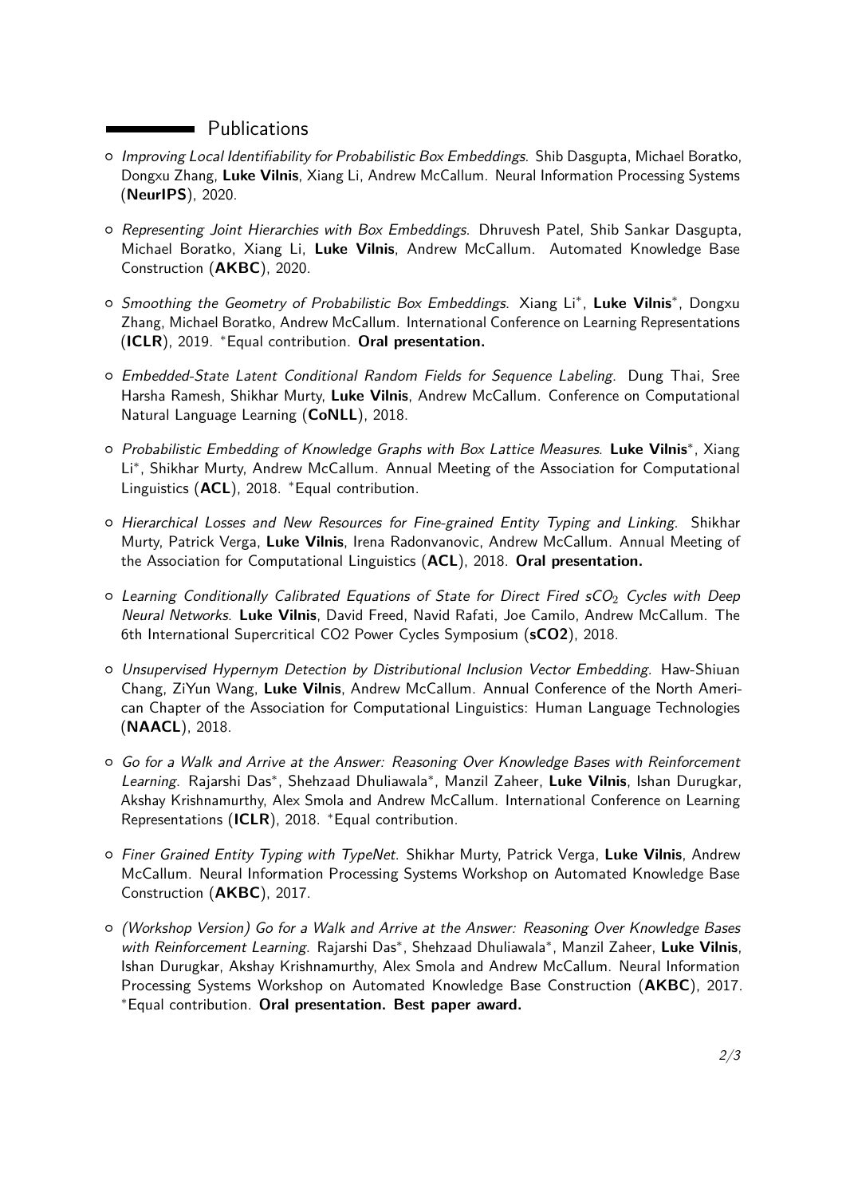## Publications

- *Improving Local Identifiability for Probabilistic Box Embeddings*. Shib Dasgupta, Michael Boratko, Dongxu Zhang, **Luke Vilnis**, Xiang Li, Andrew McCallum. Neural Information Processing Systems (**NeurIPS**), 2020.

- *Representing Joint Hierarchies with Box Embeddings*. Dhruvesh Patel, Shib Sankar Dasgupta, Michael Boratko, Xiang Li, **Luke Vilnis**, Andrew McCallum. Automated Knowledge Base Construction (**AKBC**), 2020.

- *Smoothing the Geometry of Probabilistic Box Embeddings*. Xiang Li*, **Luke Vilnis***, Dongxu Zhang, Michael Boratko, Andrew McCallum. International Conference on Learning Representations (**ICLR**), 2019. *Equal contribution. **Oral presentation.**

- *Embedded-State Latent Conditional Random Fields for Sequence Labeling*. Dung Thai, Sree Harsha Ramesh, Shikhar Murty, **Luke Vilnis**, Andrew McCallum. Conference on Computational Natural Language Learning (**CoNLL**), 2018.

- *Probabilistic Embedding of Knowledge Graphs with Box Lattice Measures*. **Luke Vilnis***, Xiang Li*, Shikhar Murty, Andrew McCallum. Annual Meeting of the Association for Computational Linguistics (**ACL**), 2018. *Equal contribution.

- *Hierarchical Losses and New Resources for Fine-grained Entity Typing and Linking*. Shikhar Murty, Patrick Verga, **Luke Vilnis**, Irena Radonvanovic, Andrew McCallum. Annual Meeting of the Association for Computational Linguistics (**ACL**), 2018. **Oral presentation.**

- *Learning Conditionally Calibrated Equations of State for Direct Fired $sCO_2$ Cycles with Deep Neural Networks*. **Luke Vilnis**, David Freed, Navid Rafati, Joe Camilo, Andrew McCallum. The 6th International Supercritical CO2 Power Cycles Symposium (**sCO2**), 2018.

- *Unsupervised Hypernym Detection by Distributional Inclusion Vector Embedding*. Haw-Shiuan Chang, ZiYun Wang, **Luke Vilnis**, Andrew McCallum. Annual Conference of the North American Chapter of the Association for Computational Linguistics: Human Language Technologies (**NAACL**), 2018.

- *Go for a Walk and Arrive at the Answer: Reasoning Over Knowledge Bases with Reinforcement Learning*. Rajarshi Das*, Shehzaad Dhuliawala*, Manzil Zaheer, **Luke Vilnis**, Ishan Durugkar, Akshay Krishnamurthy, Alex Smola and Andrew McCallum. International Conference on Learning Representations (**ICLR**), 2018. *Equal contribution.

- *Finer Grained Entity Typing with TypeNet*. Shikhar Murty, Patrick Verga, **Luke Vilnis**, Andrew McCallum. Neural Information Processing Systems Workshop on Automated Knowledge Base Construction (**AKBC**), 2017.

- *(Workshop Version) Go for a Walk and Arrive at the Answer: Reasoning Over Knowledge Bases with Reinforcement Learning*. Rajarshi Das*, Shehzaad Dhuliawala*, Manzil Zaheer, **Luke Vilnis**, Ishan Durugkar, Akshay Krishnamurthy, Alex Smola and Andrew McCallum. Neural Information Processing Systems Workshop on Automated Knowledge Base Construction (**AKBC**), 2017. *Equal contribution. **Oral presentation. Best paper award.**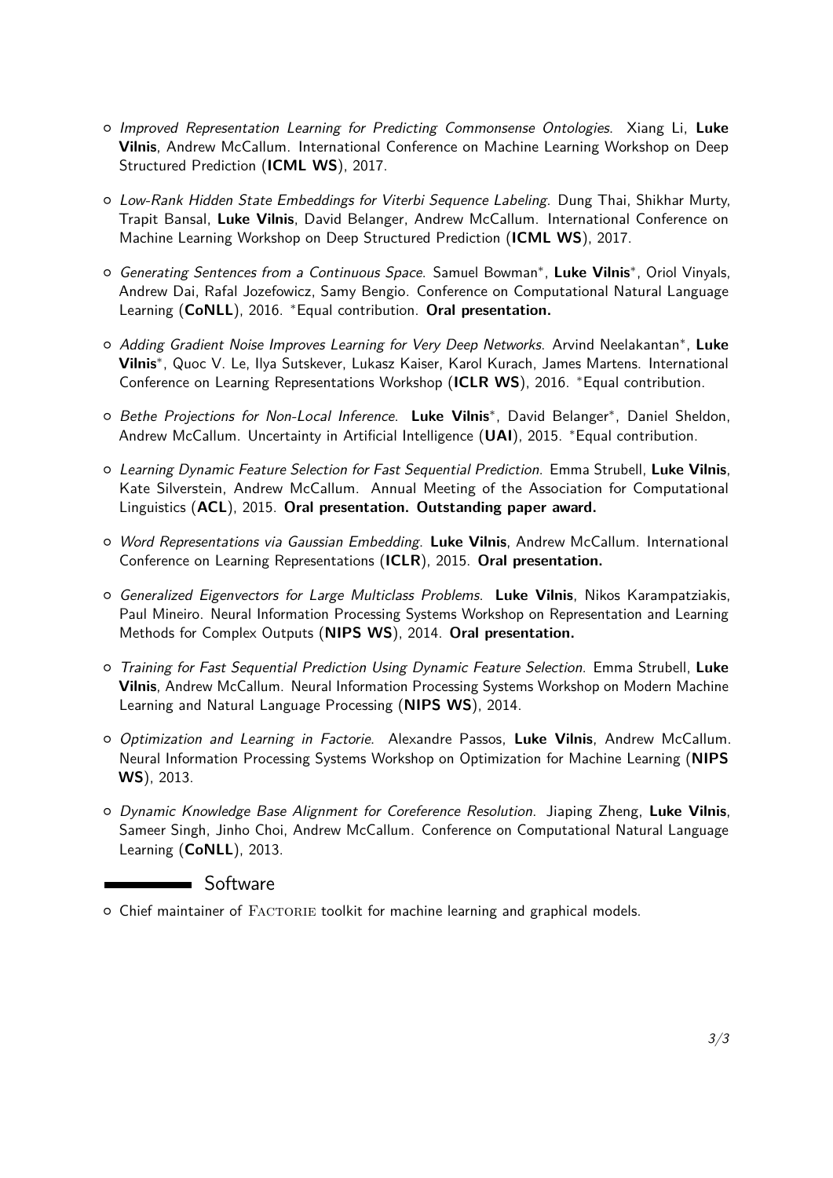- *Improved Representation Learning for Predicting Commonsense Ontologies*. Xiang Li, **Luke Vilnis**, Andrew McCallum. International Conference on Machine Learning Workshop on Deep Structured Prediction (**ICML WS**), 2017.

- *Low-Rank Hidden State Embeddings for Viterbi Sequence Labeling*. Dung Thai, Shikhar Murty, Trapit Bansal, **Luke Vilnis**, David Belanger, Andrew McCallum. International Conference on Machine Learning Workshop on Deep Structured Prediction (**ICML WS**), 2017.

- *Generating Sentences from a Continuous Space*. Samuel Bowman*, **Luke Vilnis***, Oriol Vinyals, Andrew Dai, Rafal Jozefowicz, Samy Bengio. Conference on Computational Natural Language Learning (**CoNLL**), 2016. *Equal contribution. **Oral presentation.**

- *Adding Gradient Noise Improves Learning for Very Deep Networks*. Arvind Neelakantan*, **Luke Vilnis***, Quoc V. Le, Ilya Sutskever, Lukasz Kaiser, Karol Kurach, James Martens. International Conference on Learning Representations Workshop (**ICLR WS**), 2016. *Equal contribution.

- *Bethe Projections for Non-Local Inference*. **Luke Vilnis***, David Belanger*, Daniel Sheldon, Andrew McCallum. Uncertainty in Artificial Intelligence (**UAI**), 2015. *Equal contribution.

- *Learning Dynamic Feature Selection for Fast Sequential Prediction*. Emma Strubell, **Luke Vilnis**, Kate Silverstein, Andrew McCallum. Annual Meeting of the Association for Computational Linguistics (**ACL**), 2015. **Oral presentation. Outstanding paper award.**

- *Word Representations via Gaussian Embedding*. **Luke Vilnis**, Andrew McCallum. International Conference on Learning Representations (**ICLR**), 2015. **Oral presentation.**

- *Generalized Eigenvectors for Large Multiclass Problems*. **Luke Vilnis**, Nikos Karampatziakis, Paul Mineiro. Neural Information Processing Systems Workshop on Representation and Learning Methods for Complex Outputs (**NIPS WS**), 2014. **Oral presentation.**

- *Training for Fast Sequential Prediction Using Dynamic Feature Selection*. Emma Strubell, **Luke Vilnis**, Andrew McCallum. Neural Information Processing Systems Workshop on Modern Machine Learning and Natural Language Processing (**NIPS WS**), 2014.

- *Optimization and Learning in Factorie*. Alexandre Passos, **Luke Vilnis**, Andrew McCallum. Neural Information Processing Systems Workshop on Optimization for Machine Learning (**NIPS WS**), 2013.

- *Dynamic Knowledge Base Alignment for Coreference Resolution*. Jiaping Zheng, **Luke Vilnis**, Sameer Singh, Jinho Choi, Andrew McCallum. Conference on Computational Natural Language Learning (**CoNLL**), 2013.

## Software

- Chief maintainer of FACTORIE toolkit for machine learning and graphical models.